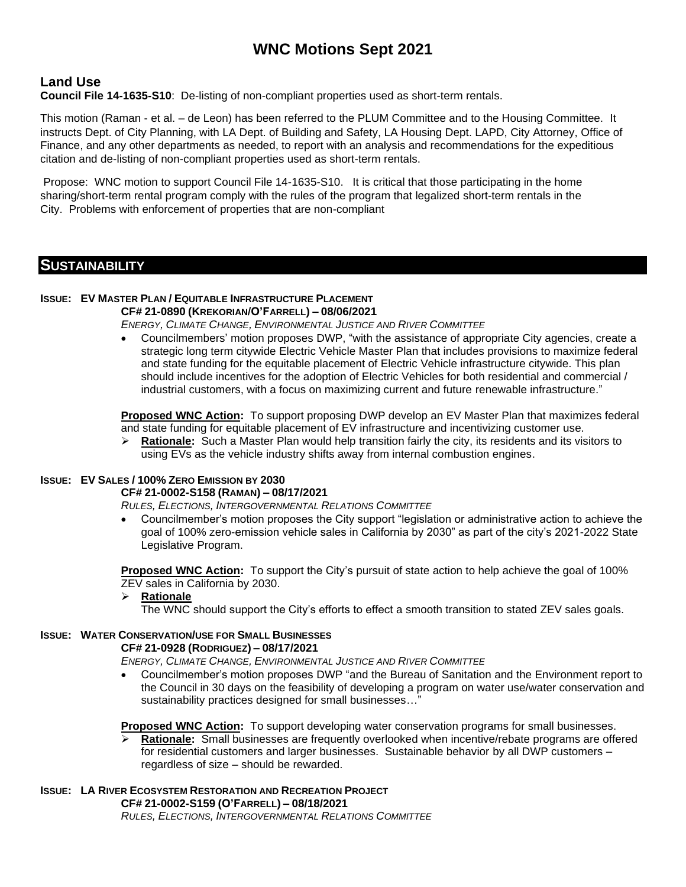# WNC Motions Sept 2021

## Land Use

**Council File 14-1635-S10**: De-listing of non-compliant properties used as short-term rentals.

This motion (Raman - et al. – de Leon) has been referred to the PLUM Committee and to the Housing Committee. It instructs Dept. of City Planning, with LA Dept. of Building and Safety, LA Housing Dept. LAPD, City Attorney, Office of Finance, and any other departments as needed, to report with an analysis and recommendations for the expeditious citation and de-listing of non-compliant properties used as short-term rentals.

Propose: WNC motion to support Council File 14-1635-S10. It is critical that those participating in the home sharing/short-term rental program comply with the rules of the program that legalized short-term rentals in the City. Problems with enforcement of properties that are non-compliant

## SUSTAINABILITY

### ISSUE: EV MASTER PLAN / EQUITABLE INFRASTRUCTURE PLACEMENT

**CF# 21-0890 (KREKORIAN/O'FARRELL) – 08/06/2021**

*ENERGY, CLIMATE CHANGE, ENVIRONMENTAL JUSTICE AND RIVER COMMITTEE*

- Councilmembers' motion proposes DWP, "with the assistance of appropriate City agencies, create a strategic long term citywide Electric Vehicle Master Plan that includes provisions to maximize federal and state funding for the equitable placement of Electric Vehicle infrastructure citywide. This plan should include incentives for the adoption of Electric Vehicles for both residential and commercial / industrial customers, with a focus on maximizing current and future renewable infrastructure."

**Proposed WNC Action:** To support proposing DWP develop an EV Master Plan that maximizes federal and state funding for equitable placement of EV infrastructure and incentivizing customer use.

- **Rationale:** Such a Master Plan would help transition fairly the city, its residents and its visitors to using EVs as the vehicle industry shifts away from internal combustion engines.

### ISSUE: EV SALES / 100% ZERO EMISSION BY 2030

**CF# 21-0002-S158 (RAMAN) – 08/17/2021**

*RULES, ELECTIONS, INTERGOVERNMENTAL RELATIONS COMMITTEE*

- Councilmember's motion proposes the City support "legislation or administrative action to achieve the goal of 100% zero-emission vehicle sales in California by 2030" as part of the city's 2021-2022 State Legislative Program.

**Proposed WNC Action:** To support the City's pursuit of state action to help achieve the goal of 100% ZEV sales in California by 2030.

- **Rationale**
  The WNC should support the City's efforts to effect a smooth transition to stated ZEV sales goals.

### ISSUE: WATER CONSERVATION/USE FOR SMALL BUSINESSES

**CF# 21-0928 (RODRIGUEZ) – 08/17/2021**

*ENERGY, CLIMATE CHANGE, ENVIRONMENTAL JUSTICE AND RIVER COMMITTEE*

- Councilmember's motion proposes DWP "and the Bureau of Sanitation and the Environment report to the Council in 30 days on the feasibility of developing a program on water use/water conservation and sustainability practices designed for small businesses…"

**Proposed WNC Action:** To support developing water conservation programs for small businesses.

- **Rationale:** Small businesses are frequently overlooked when incentive/rebate programs are offered for residential customers and larger businesses. Sustainable behavior by all DWP customers – regardless of size – should be rewarded.

### ISSUE: LA RIVER ECOSYSTEM RESTORATION AND RECREATION PROJECT

**CF# 21-0002-S159 (O'FARRELL) – 08/18/2021**

*RULES, ELECTIONS, INTERGOVERNMENTAL RELATIONS COMMITTEE*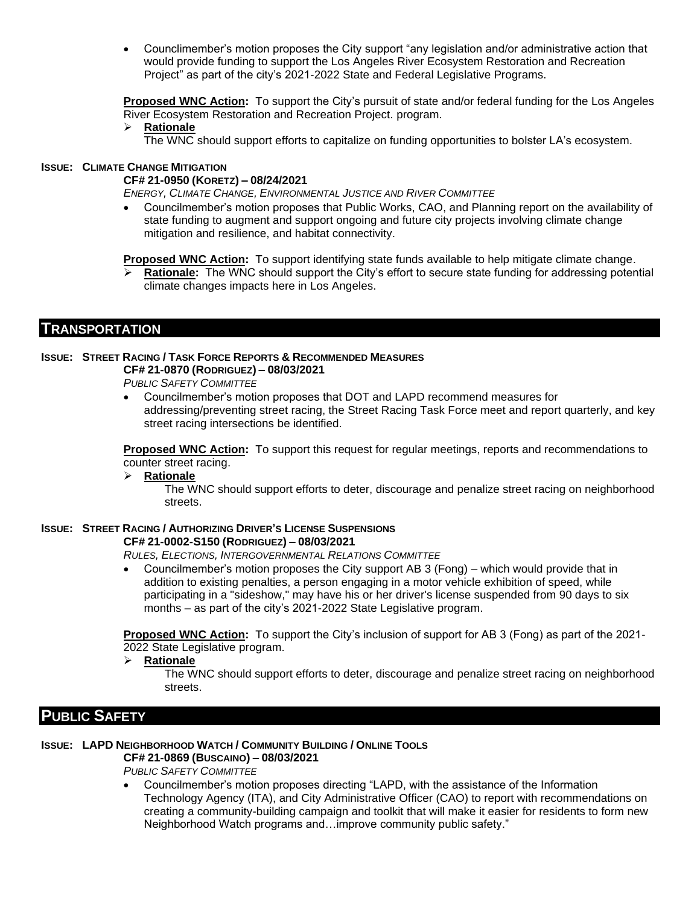- Counclimember's motion proposes the City support "any legislation and/or administrative action that would provide funding to support the Los Angeles River Ecosystem Restoration and Recreation Project" as part of the city's 2021-2022 State and Federal Legislative Programs.

**Proposed WNC Action:** To support the City's pursuit of state and/or federal funding for the Los Angeles River Ecosystem Restoration and Recreation Project. program.

- **Rationale**

  The WNC should support efforts to capitalize on funding opportunities to bolster LA's ecosystem.

**ISSUE: CLIMATE CHANGE MITIGATION**

**CF# 21-0950 (KORETZ) – 08/24/2021**

*ENERGY, CLIMATE CHANGE, ENVIRONMENTAL JUSTICE AND RIVER COMMITTEE*

- Councilmember's motion proposes that Public Works, CAO, and Planning report on the availability of state funding to augment and support ongoing and future city projects involving climate change mitigation and resilience, and habitat connectivity.

**Proposed WNC Action:** To support identifying state funds available to help mitigate climate change.

- **Rationale:** The WNC should support the City's effort to secure state funding for addressing potential climate changes impacts here in Los Angeles.

## TRANSPORTATION

**ISSUE: STREET RACING / TASK FORCE REPORTS & RECOMMENDED MEASURES**

**CF# 21-0870 (RODRIGUEZ) – 08/03/2021**

*PUBLIC SAFETY COMMITTEE*

- Councilmember's motion proposes that DOT and LAPD recommend measures for addressing/preventing street racing, the Street Racing Task Force meet and report quarterly, and key street racing intersections be identified.

**Proposed WNC Action:** To support this request for regular meetings, reports and recommendations to counter street racing.

- **Rationale**

  The WNC should support efforts to deter, discourage and penalize street racing on neighborhood streets.

**ISSUE: STREET RACING / AUTHORIZING DRIVER'S LICENSE SUSPENSIONS**

**CF# 21-0002-S150 (RODRIGUEZ) – 08/03/2021**

*RULES, ELECTIONS, INTERGOVERNMENTAL RELATIONS COMMITTEE*

- Councilmember's motion proposes the City support AB 3 (Fong) – which would provide that in addition to existing penalties, a person engaging in a motor vehicle exhibition of speed, while participating in a "sideshow," may have his or her driver's license suspended from 90 days to six months – as part of the city's 2021-2022 State Legislative program.

**Proposed WNC Action:** To support the City's inclusion of support for AB 3 (Fong) as part of the 2021-2022 State Legislative program.

- **Rationale**

  The WNC should support efforts to deter, discourage and penalize street racing on neighborhood streets.

## PUBLIC SAFETY

**ISSUE: LAPD NEIGHBORHOOD WATCH / COMMUNITY BUILDING / ONLINE TOOLS**

**CF# 21-0869 (BUSCAINO) – 08/03/2021**

*PUBLIC SAFETY COMMITTEE*

- Councilmember's motion proposes directing "LAPD, with the assistance of the Information Technology Agency (ITA), and City Administrative Officer (CAO) to report with recommendations on creating a community-building campaign and toolkit that will make it easier for residents to form new Neighborhood Watch programs and…improve community public safety."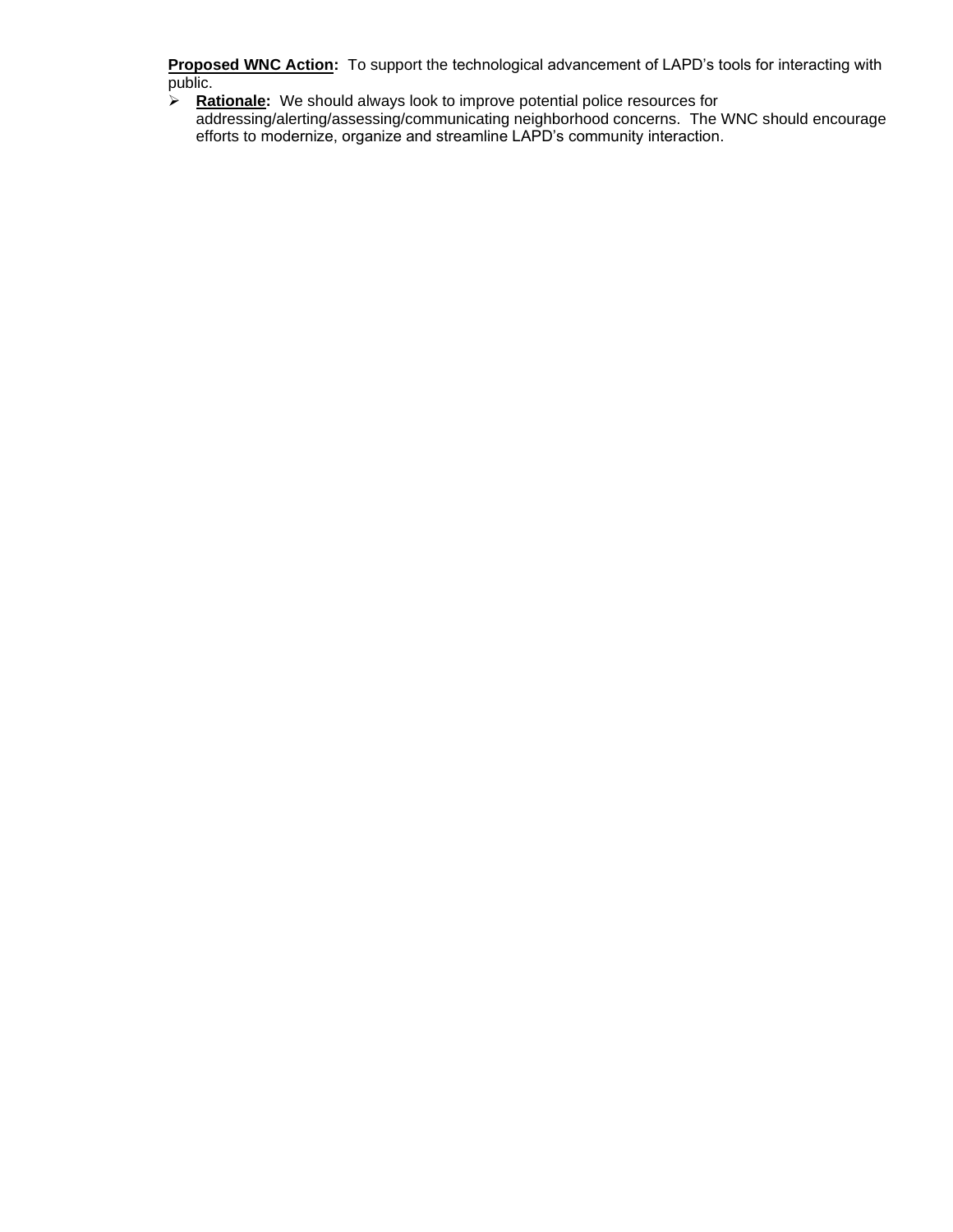**<u>Proposed WNC Action</u>:** To support the technological advancement of LAPD's tools for interacting with public.

- **<u>Rationale</u>:** We should always look to improve potential police resources for addressing/alerting/assessing/communicating neighborhood concerns. The WNC should encourage efforts to modernize, organize and streamline LAPD's community interaction.